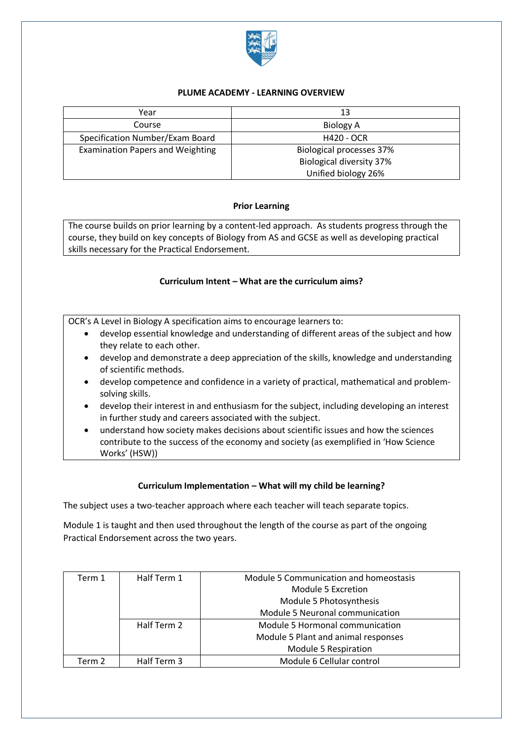# PLUME ACADEMY - LEARNING OVERVIEW

| Year | 13 |
| --- | --- |
| Course | Biology A |
| Specification Number/Exam Board | H420 - OCR |
| Examination Papers and Weighting | Biological processes 37%<br>Biological diversity 37%<br>Unified biology 26% |

## Prior Learning

The course builds on prior learning by a content-led approach. As students progress through the course, they build on key concepts of Biology from AS and GCSE as well as developing practical skills necessary for the Practical Endorsement.

## Curriculum Intent – What are the curriculum aims?

OCR's A Level in Biology A specification aims to encourage learners to:

- develop essential knowledge and understanding of different areas of the subject and how they relate to each other.
- develop and demonstrate a deep appreciation of the skills, knowledge and understanding of scientific methods.
- develop competence and confidence in a variety of practical, mathematical and problem-solving skills.
- develop their interest in and enthusiasm for the subject, including developing an interest in further study and careers associated with the subject.
- understand how society makes decisions about scientific issues and how the sciences contribute to the success of the economy and society (as exemplified in 'How Science Works' (HSW))

## Curriculum Implementation – What will my child be learning?

The subject uses a two-teacher approach where each teacher will teach separate topics.

Module 1 is taught and then used throughout the length of the course as part of the ongoing Practical Endorsement across the two years.

| | | |
| --- | --- | --- |
| Term 1 | Half Term 1 | Module 5 Communication and homeostasis<br>Module 5 Excretion<br>Module 5 Photosynthesis<br>Module 5 Neuronal communication |
| | Half Term 2 | Module 5 Hormonal communication<br>Module 5 Plant and animal responses<br>Module 5 Respiration |
| Term 2 | Half Term 3 | Module 6 Cellular control |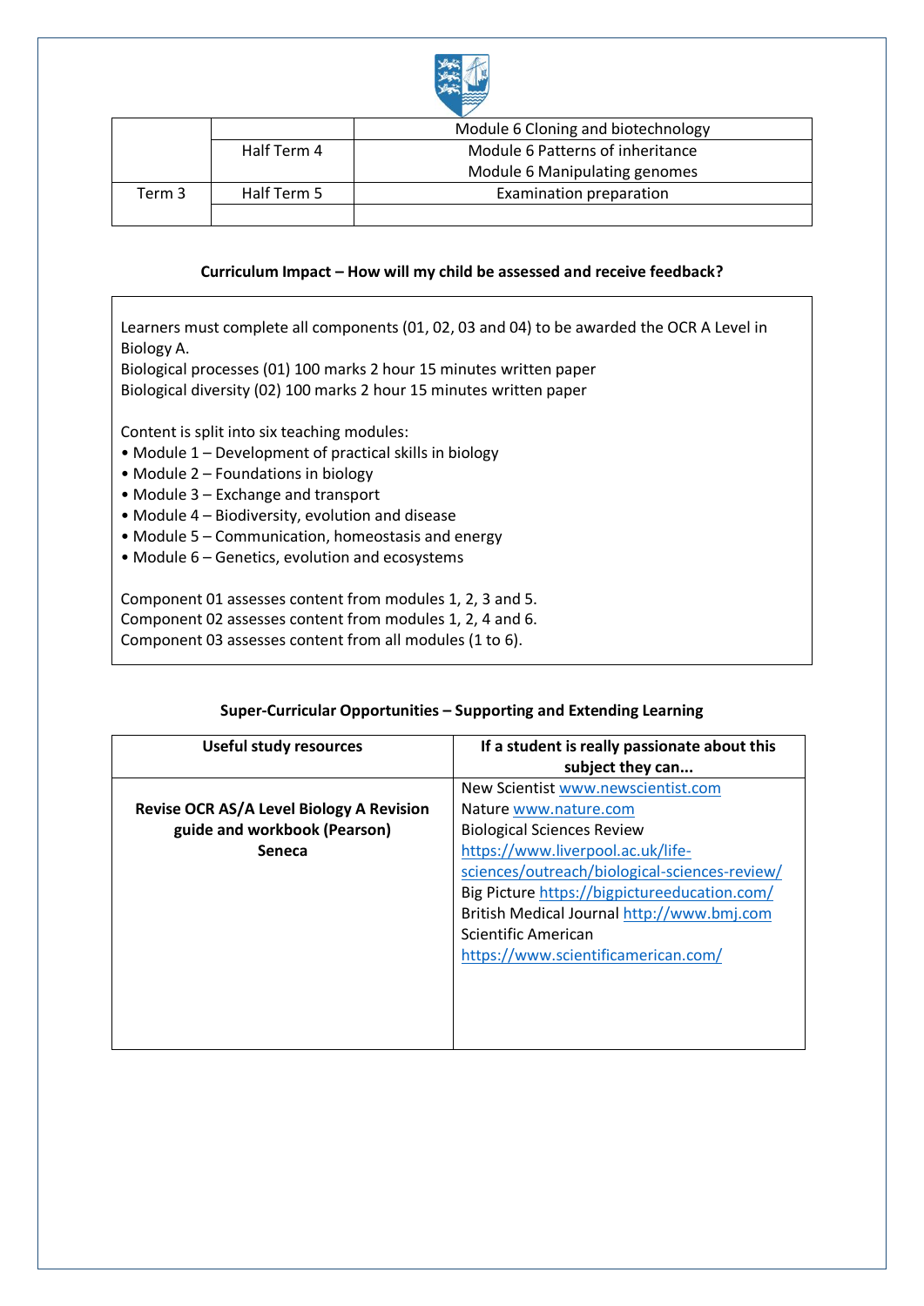| | | |
|---|---|---|
| | | Module 6 Cloning and biotechnology |
| | Half Term 4 | Module 6 Patterns of inheritance<br>Module 6 Manipulating genomes |
| Term 3 | Half Term 5 | Examination preparation |
| | | |

**Curriculum Impact – How will my child be assessed and receive feedback?**

Learners must complete all components (01, 02, 03 and 04) to be awarded the OCR A Level in Biology A.
Biological processes (01) 100 marks 2 hour 15 minutes written paper
Biological diversity (02) 100 marks 2 hour 15 minutes written paper

Content is split into six teaching modules:
- Module 1 – Development of practical skills in biology
- Module 2 – Foundations in biology
- Module 3 – Exchange and transport
- Module 4 – Biodiversity, evolution and disease
- Module 5 – Communication, homeostasis and energy
- Module 6 – Genetics, evolution and ecosystems

Component 01 assesses content from modules 1, 2, 3 and 5.
Component 02 assesses content from modules 1, 2, 4 and 6.
Component 03 assesses content from all modules (1 to 6).

**Super-Curricular Opportunities – Supporting and Extending Learning**

| Useful study resources | If a student is really passionate about this subject they can... |
|---|---|
| **Revise OCR AS/A Level Biology A Revision guide and workbook (Pearson)**<br>**Seneca** | New Scientist www.newscientist.com<br>Nature www.nature.com<br>Biological Sciences Review https://www.liverpool.ac.uk/life-sciences/outreach/biological-sciences-review/<br>Big Picture https://bigpictureeducation.com/<br>British Medical Journal http://www.bmj.com<br>Scientific American https://www.scientificamerican.com/ |